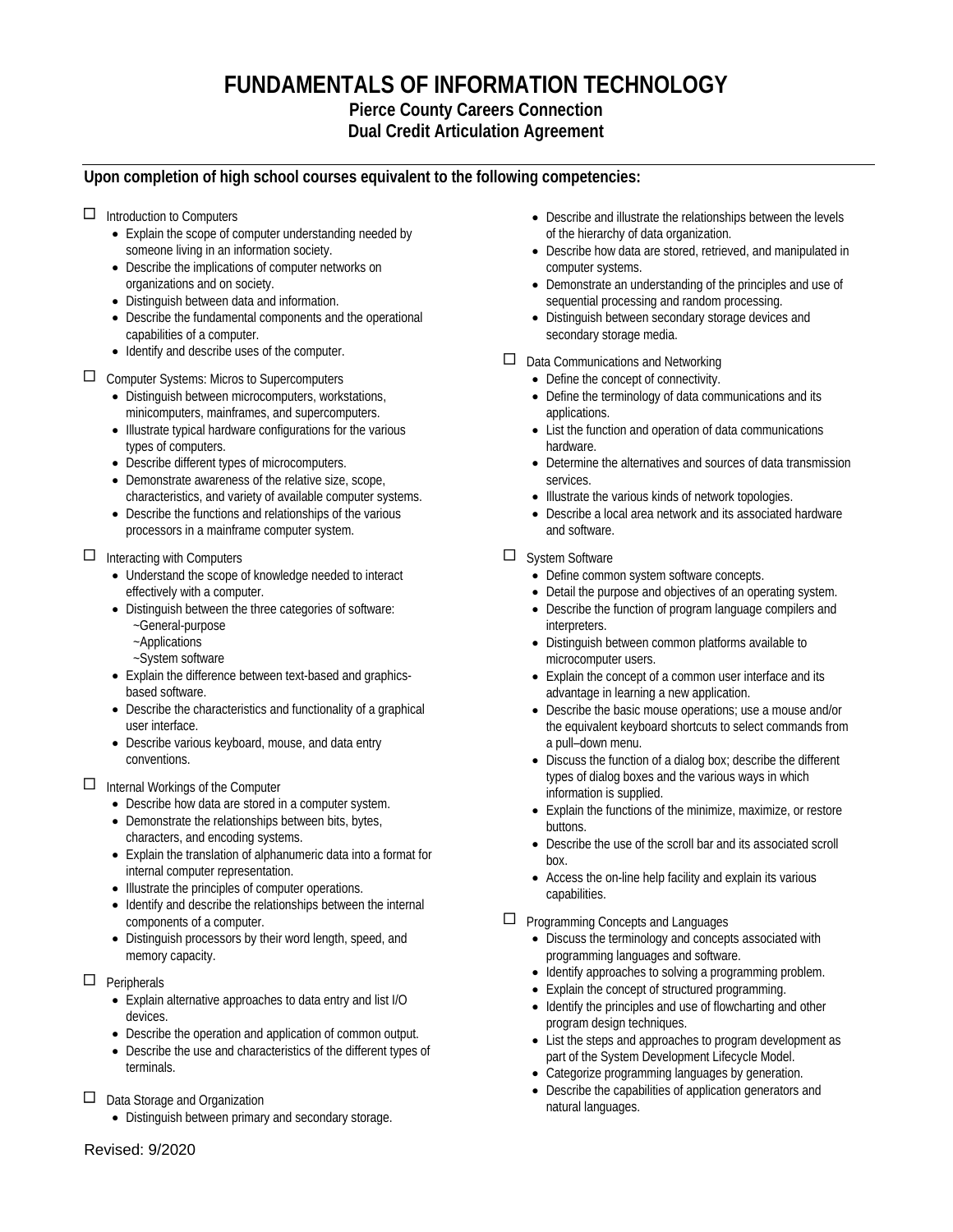# FUNDAMENTALS OF INFORMATION TECHNOLOGY

**Pierce County Careers Connection**
**Dual Credit Articulation Agreement**

---

**Upon completion of high school courses equivalent to the following competencies:**

☐ Introduction to Computers
- Explain the scope of computer understanding needed by someone living in an information society.
- Describe the implications of computer networks on organizations and on society.
- Distinguish between data and information.
- Describe the fundamental components and the operational capabilities of a computer.
- Identify and describe uses of the computer.

☐ Computer Systems: Micros to Supercomputers
- Distinguish between microcomputers, workstations, minicomputers, mainframes, and supercomputers.
- Illustrate typical hardware configurations for the various types of computers.
- Describe different types of microcomputers.
- Demonstrate awareness of the relative size, scope, characteristics, and variety of available computer systems.
- Describe the functions and relationships of the various processors in a mainframe computer system.

☐ Interacting with Computers
- Understand the scope of knowledge needed to interact effectively with a computer.
- Distinguish between the three categories of software:
  ~General-purpose
  ~Applications
  ~System software
- Explain the difference between text-based and graphics-based software.
- Describe the characteristics and functionality of a graphical user interface.
- Describe various keyboard, mouse, and data entry conventions.

☐ Internal Workings of the Computer
- Describe how data are stored in a computer system.
- Demonstrate the relationships between bits, bytes, characters, and encoding systems.
- Explain the translation of alphanumeric data into a format for internal computer representation.
- Illustrate the principles of computer operations.
- Identify and describe the relationships between the internal components of a computer.
- Distinguish processors by their word length, speed, and memory capacity.

☐ Peripherals
- Explain alternative approaches to data entry and list I/O devices.
- Describe the operation and application of common output.
- Describe the use and characteristics of the different types of terminals.

☐ Data Storage and Organization
- Distinguish between primary and secondary storage.
- Describe and illustrate the relationships between the levels of the hierarchy of data organization.
- Describe how data are stored, retrieved, and manipulated in computer systems.
- Demonstrate an understanding of the principles and use of sequential processing and random processing.
- Distinguish between secondary storage devices and secondary storage media.

☐ Data Communications and Networking
- Define the concept of connectivity.
- Define the terminology of data communications and its applications.
- List the function and operation of data communications hardware.
- Determine the alternatives and sources of data transmission services.
- Illustrate the various kinds of network topologies.
- Describe a local area network and its associated hardware and software.

☐ System Software
- Define common system software concepts.
- Detail the purpose and objectives of an operating system.
- Describe the function of program language compilers and interpreters.
- Distinguish between common platforms available to microcomputer users.
- Explain the concept of a common user interface and its advantage in learning a new application.
- Describe the basic mouse operations; use a mouse and/or the equivalent keyboard shortcuts to select commands from a pull–down menu.
- Discuss the function of a dialog box; describe the different types of dialog boxes and the various ways in which information is supplied.
- Explain the functions of the minimize, maximize, or restore buttons.
- Describe the use of the scroll bar and its associated scroll box.
- Access the on-line help facility and explain its various capabilities.

☐ Programming Concepts and Languages
- Discuss the terminology and concepts associated with programming languages and software.
- Identify approaches to solving a programming problem.
- Explain the concept of structured programming.
- Identify the principles and use of flowcharting and other program design techniques.
- List the steps and approaches to program development as part of the System Development Lifecycle Model.
- Categorize programming languages by generation.
- Describe the capabilities of application generators and natural languages.

Revised: 9/2020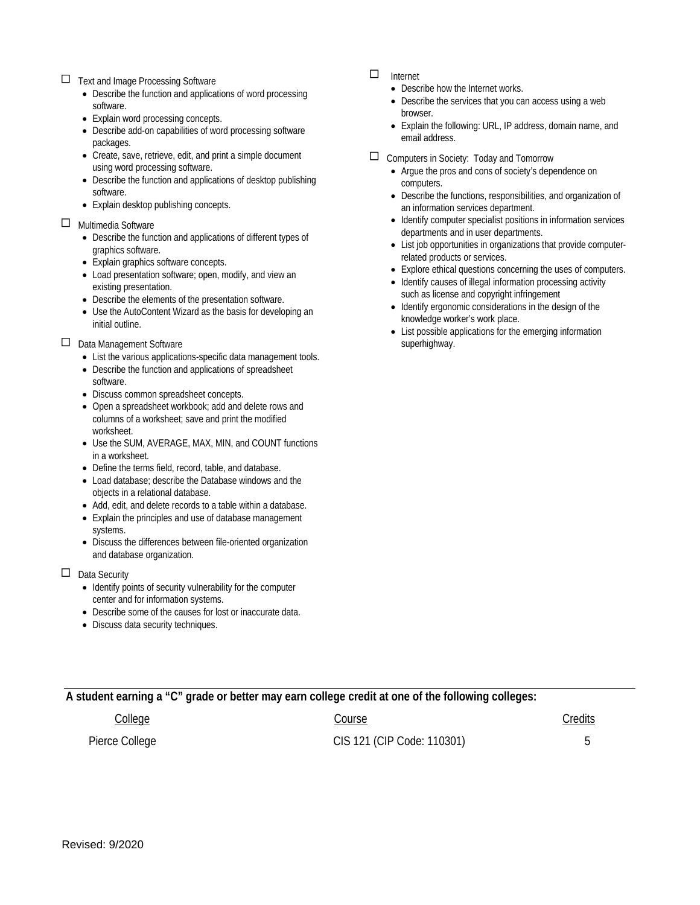- ☐ Text and Image Processing Software
  - Describe the function and applications of word processing software.
  - Explain word processing concepts.
  - Describe add-on capabilities of word processing software packages.
  - Create, save, retrieve, edit, and print a simple document using word processing software.
  - Describe the function and applications of desktop publishing software.
  - Explain desktop publishing concepts.

- ☐ Multimedia Software
  - Describe the function and applications of different types of graphics software.
  - Explain graphics software concepts.
  - Load presentation software; open, modify, and view an existing presentation.
  - Describe the elements of the presentation software.
  - Use the AutoContent Wizard as the basis for developing an initial outline.

- ☐ Data Management Software
  - List the various applications-specific data management tools.
  - Describe the function and applications of spreadsheet software.
  - Discuss common spreadsheet concepts.
  - Open a spreadsheet workbook; add and delete rows and columns of a worksheet; save and print the modified worksheet.
  - Use the SUM, AVERAGE, MAX, MIN, and COUNT functions in a worksheet.
  - Define the terms field, record, table, and database.
  - Load database; describe the Database windows and the objects in a relational database.
  - Add, edit, and delete records to a table within a database.
  - Explain the principles and use of database management systems.
  - Discuss the differences between file-oriented organization and database organization.

- ☐ Data Security
  - Identify points of security vulnerability for the computer center and for information systems.
  - Describe some of the causes for lost or inaccurate data.
  - Discuss data security techniques.

- ☐ Internet
  - Describe how the Internet works.
  - Describe the services that you can access using a web browser.
  - Explain the following: URL, IP address, domain name, and email address.

- ☐ Computers in Society: Today and Tomorrow
  - Argue the pros and cons of society's dependence on computers.
  - Describe the functions, responsibilities, and organization of an information services department.
  - Identify computer specialist positions in information services departments and in user departments.
  - List job opportunities in organizations that provide computer-related products or services.
  - Explore ethical questions concerning the uses of computers.
  - Identify causes of illegal information processing activity such as license and copyright infringement
  - Identify ergonomic considerations in the design of the knowledge worker's work place.
  - List possible applications for the emerging information superhighway.

**A student earning a "C" grade or better may earn college credit at one of the following colleges:**

| College | Course | Credits |
| --- | --- | --- |
| Pierce College | CIS 121 (CIP Code: 110301) | 5 |

Revised: 9/2020